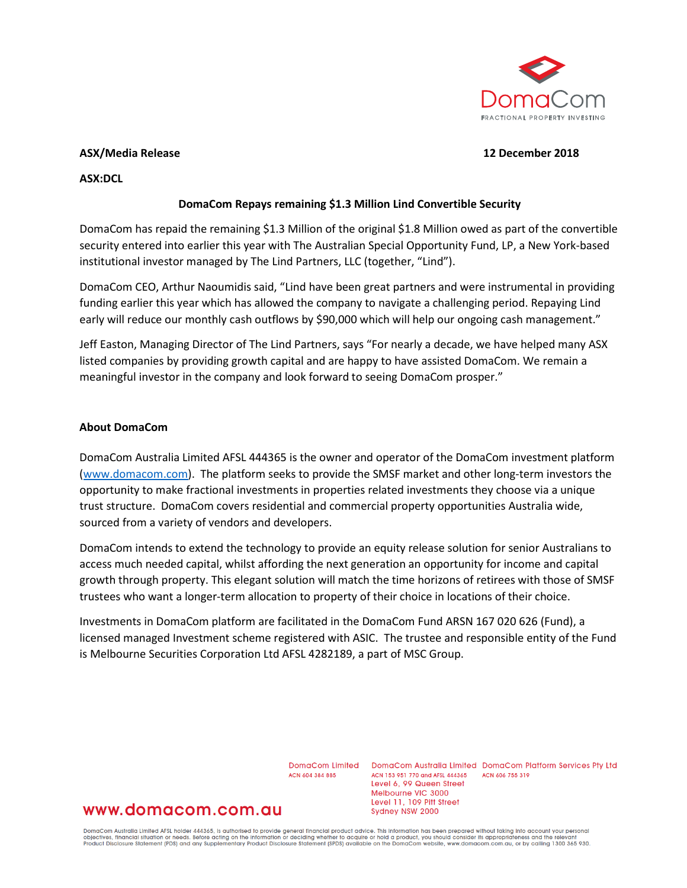DomaCom

FRACTIONAL PROPERTY INVESTING

**ASX/Media Release** **12 December 2018**

**ASX:DCL**

## DomaCom Repays remaining $1.3 Million Lind Convertible Security

DomaCom has repaid the remaining $1.3 Million of the original $1.8 Million owed as part of the convertible security entered into earlier this year with The Australian Special Opportunity Fund, LP, a New York-based institutional investor managed by The Lind Partners, LLC (together, "Lind").

DomaCom CEO, Arthur Naoumidis said, "Lind have been great partners and were instrumental in providing funding earlier this year which has allowed the company to navigate a challenging period. Repaying Lind early will reduce our monthly cash outflows by $90,000 which will help our ongoing cash management."

Jeff Easton, Managing Director of The Lind Partners, says "For nearly a decade, we have helped many ASX listed companies by providing growth capital and are happy to have assisted DomaCom. We remain a meaningful investor in the company and look forward to seeing DomaCom prosper."

### About DomaCom

DomaCom Australia Limited AFSL 444365 is the owner and operator of the DomaCom investment platform (www.domacom.com). The platform seeks to provide the SMSF market and other long-term investors the opportunity to make fractional investments in properties related investments they choose via a unique trust structure. DomaCom covers residential and commercial property opportunities Australia wide, sourced from a variety of vendors and developers.

DomaCom intends to extend the technology to provide an equity release solution for senior Australians to access much needed capital, whilst affording the next generation an opportunity for income and capital growth through property. This elegant solution will match the time horizons of retirees with those of SMSF trustees who want a longer-term allocation to property of their choice in locations of their choice.

Investments in DomaCom platform are facilitated in the DomaCom Fund ARSN 167 020 626 (Fund), a licensed managed Investment scheme registered with ASIC. The trustee and responsible entity of the Fund is Melbourne Securities Corporation Ltd AFSL 4282189, a part of MSC Group.

DomaCom Limited
ACN 604 384 885

DomaCom Australia Limited
ACN 153 951 770 and AFSL 444365
Level 6, 99 Queen Street
Melbourne VIC 3000
Level 11, 109 Pitt Street
Sydney NSW 2000

DomaCom Platform Services Pty Ltd
ACN 606 755 319

www.domacom.com.au

DomaCom Australia Limited AFSL holder 444365, is authorised to provide general financial product advice. This information has been prepared without taking into account your personal objectives, financial situation or needs. Before acting on the information or deciding whether to acquire or hold a product, you should consider its appropriateness and the relevant Product Disclosure Statement (PDS) and any Supplementary Product Disclosure Statement (SPDS) available on the DomaCom website, www.domacom.com.au, or by calling 1300 365 930.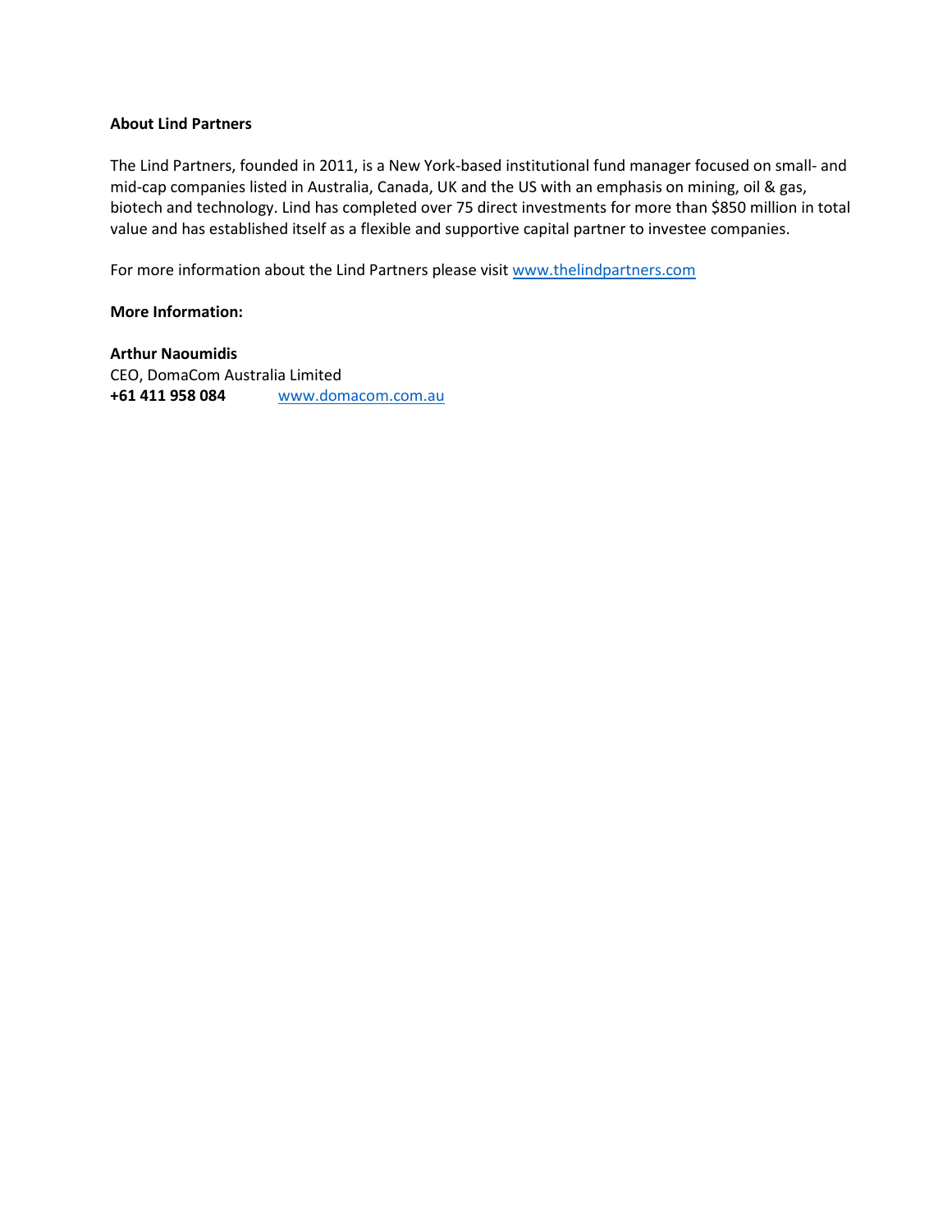**About Lind Partners**

The Lind Partners, founded in 2011, is a New York-based institutional fund manager focused on small- and mid-cap companies listed in Australia, Canada, UK and the US with an emphasis on mining, oil & gas, biotech and technology. Lind has completed over 75 direct investments for more than $850 million in total value and has established itself as a flexible and supportive capital partner to investee companies.

For more information about the Lind Partners please visit www.thelindpartners.com

**More Information:**

**Arthur Naoumidis**
CEO, DomaCom Australia Limited
**+61 411 958 084** www.domacom.com.au